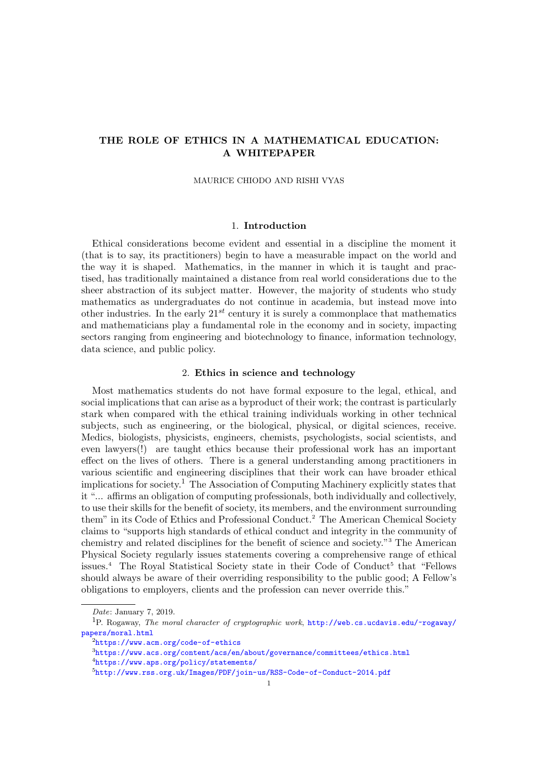# THE ROLE OF ETHICS IN A MATHEMATICAL EDUCATION: A WHITEPAPER

MAURICE CHIODO AND RISHI VYAS

## 1. Introduction

Ethical considerations become evident and essential in a discipline the moment it (that is to say, its practitioners) begin to have a measurable impact on the world and the way it is shaped. Mathematics, in the manner in which it is taught and practised, has traditionally maintained a distance from real world considerations due to the sheer abstraction of its subject matter. However, the majority of students who study mathematics as undergraduates do not continue in academia, but instead move into other industries. In the early $21^{st}$ century it is surely a commonplace that mathematics and mathematicians play a fundamental role in the economy and in society, impacting sectors ranging from engineering and biotechnology to finance, information technology, data science, and public policy.

## 2. Ethics in science and technology

Most mathematics students do not have formal exposure to the legal, ethical, and social implications that can arise as a byproduct of their work; the contrast is particularly stark when compared with the ethical training individuals working in other technical subjects, such as engineering, or the biological, physical, or digital sciences, receive. Medics, biologists, physicists, engineers, chemists, psychologists, social scientists, and even lawyers(!) are taught ethics because their professional work has an important effect on the lives of others. There is a general understanding among practitioners in various scientific and engineering disciplines that their work can have broader ethical implications for society.[1] The Association of Computing Machinery explicitly states that it "... affirms an obligation of computing professionals, both individually and collectively, to use their skills for the benefit of society, its members, and the environment surrounding them" in its Code of Ethics and Professional Conduct.[2] The American Chemical Society claims to "supports high standards of ethical conduct and integrity in the community of chemistry and related disciplines for the benefit of science and society."[3] The American Physical Society regularly issues statements covering a comprehensive range of ethical issues.[4] The Royal Statistical Society state in their Code of Conduct[5] that "Fellows should always be aware of their overriding responsibility to the public good; A Fellow's obligations to employers, clients and the profession can never override this."

---

*Date*: January 7, 2019.

[1] P. Rogaway, *The moral character of cryptographic work*, http://web.cs.ucdavis.edu/~rogaway/papers/moral.html

[2] https://www.acm.org/code-of-ethics

[3] https://www.acs.org/content/acs/en/about/governance/committees/ethics.html

[4] https://www.aps.org/policy/statements/

[5] http://www.rss.org.uk/Images/PDF/join-us/RSS-Code-of-Conduct-2014.pdf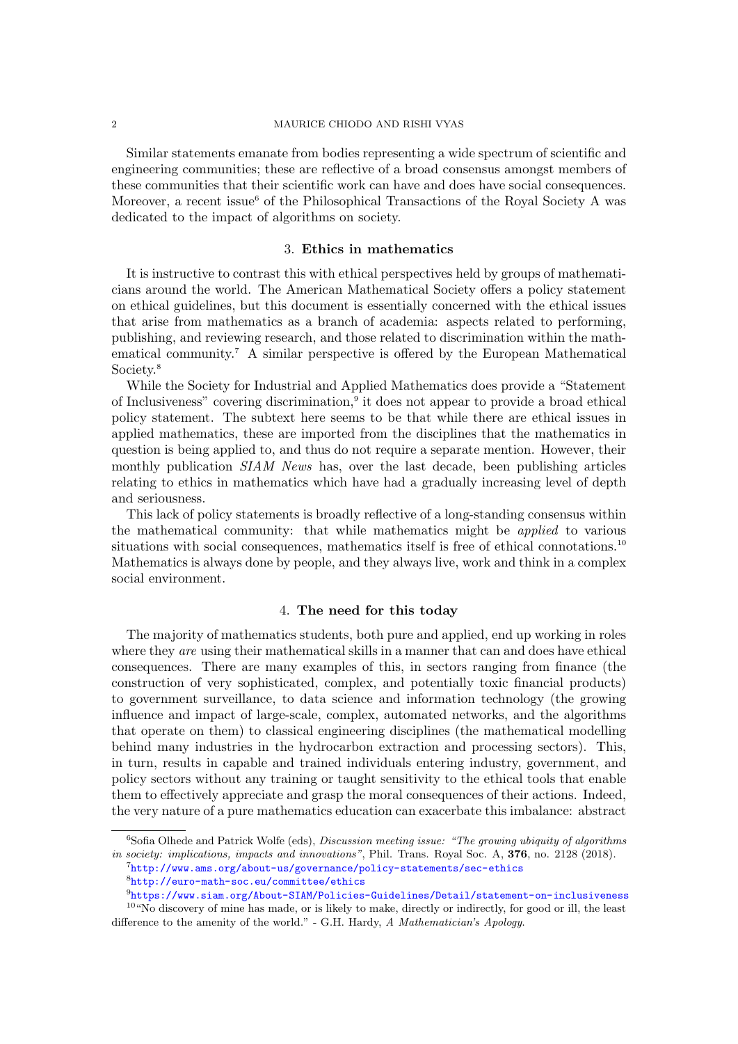Similar statements emanate from bodies representing a wide spectrum of scientific and engineering communities; these are reflective of a broad consensus amongst members of these communities that their scientific work can have and does have social consequences. Moreover, a recent issue[6] of the Philosophical Transactions of the Royal Society A was dedicated to the impact of algorithms on society.

## 3. Ethics in mathematics

It is instructive to contrast this with ethical perspectives held by groups of mathematicians around the world. The American Mathematical Society offers a policy statement on ethical guidelines, but this document is essentially concerned with the ethical issues that arise from mathematics as a branch of academia: aspects related to performing, publishing, and reviewing research, and those related to discrimination within the mathematical community.[7] A similar perspective is offered by the European Mathematical Society.[8]

While the Society for Industrial and Applied Mathematics does provide a "Statement of Inclusiveness" covering discrimination,[9] it does not appear to provide a broad ethical policy statement. The subtext here seems to be that while there are ethical issues in applied mathematics, these are imported from the disciplines that the mathematics in question is being applied to, and thus do not require a separate mention. However, their monthly publication *SIAM News* has, over the last decade, been publishing articles relating to ethics in mathematics which have had a gradually increasing level of depth and seriousness.

This lack of policy statements is broadly reflective of a long-standing consensus within the mathematical community: that while mathematics might be *applied* to various situations with social consequences, mathematics itself is free of ethical connotations.[10] Mathematics is always done by people, and they always live, work and think in a complex social environment.

## 4. The need for this today

The majority of mathematics students, both pure and applied, end up working in roles where they *are* using their mathematical skills in a manner that can and does have ethical consequences. There are many examples of this, in sectors ranging from finance (the construction of very sophisticated, complex, and potentially toxic financial products) to government surveillance, to data science and information technology (the growing influence and impact of large-scale, complex, automated networks, and the algorithms that operate on them) to classical engineering disciplines (the mathematical modelling behind many industries in the hydrocarbon extraction and processing sectors). This, in turn, results in capable and trained individuals entering industry, government, and policy sectors without any training or taught sensitivity to the ethical tools that enable them to effectively appreciate and grasp the moral consequences of their actions. Indeed, the very nature of a pure mathematics education can exacerbate this imbalance: abstract

---

[6] Sofia Olhede and Patrick Wolfe (eds), *Discussion meeting issue: "The growing ubiquity of algorithms in society: implications, impacts and innovations"*, Phil. Trans. Royal Soc. A, **376**, no. 2128 (2018).

[7] http://www.ams.org/about-us/governance/policy-statements/sec-ethics

[8] http://euro-math-soc.eu/committee/ethics

[9] https://www.siam.org/About-SIAM/Policies-Guidelines/Detail/statement-on-inclusiveness

[10] "No discovery of mine has made, or is likely to make, directly or indirectly, for good or ill, the least difference to the amenity of the world." - G.H. Hardy, *A Mathematician's Apology*.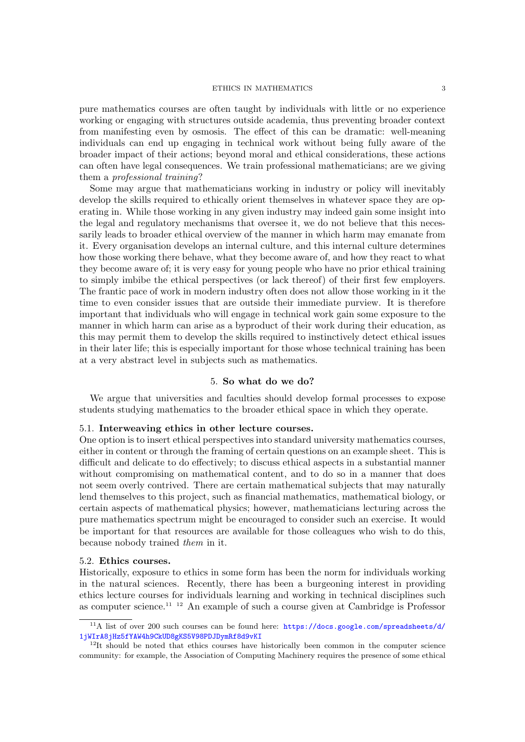pure mathematics courses are often taught by individuals with little or no experience working or engaging with structures outside academia, thus preventing broader context from manifesting even by osmosis. The effect of this can be dramatic: well-meaning individuals can end up engaging in technical work without being fully aware of the broader impact of their actions; beyond moral and ethical considerations, these actions can often have legal consequences. We train professional mathematicians; are we giving them a *professional training*?

Some may argue that mathematicians working in industry or policy will inevitably develop the skills required to ethically orient themselves in whatever space they are operating in. While those working in any given industry may indeed gain some insight into the legal and regulatory mechanisms that oversee it, we do not believe that this necessarily leads to broader ethical overview of the manner in which harm may emanate from it. Every organisation develops an internal culture, and this internal culture determines how those working there behave, what they become aware of, and how they react to what they become aware of; it is very easy for young people who have no prior ethical training to simply imbibe the ethical perspectives (or lack thereof) of their first few employers. The frantic pace of work in modern industry often does not allow those working in it the time to even consider issues that are outside their immediate purview. It is therefore important that individuals who will engage in technical work gain some exposure to the manner in which harm can arise as a byproduct of their work during their education, as this may permit them to develop the skills required to instinctively detect ethical issues in their later life; this is especially important for those whose technical training has been at a very abstract level in subjects such as mathematics.

## 5. So what do we do?

We argue that universities and faculties should develop formal processes to expose students studying mathematics to the broader ethical space in which they operate.

### 5.1. Interweaving ethics in other lecture courses.

One option is to insert ethical perspectives into standard university mathematics courses, either in content or through the framing of certain questions on an example sheet. This is difficult and delicate to do effectively; to discuss ethical aspects in a substantial manner without compromising on mathematical content, and to do so in a manner that does not seem overly contrived. There are certain mathematical subjects that may naturally lend themselves to this project, such as financial mathematics, mathematical biology, or certain aspects of mathematical physics; however, mathematicians lecturing across the pure mathematics spectrum might be encouraged to consider such an exercise. It would be important for that resources are available for those colleagues who wish to do this, because nobody trained *them* in it.

### 5.2. Ethics courses.

Historically, exposure to ethics in some form has been the norm for individuals working in the natural sciences. Recently, there has been a burgeoning interest in providing ethics lecture courses for individuals learning and working in technical disciplines such as computer science.[11] [12] An example of such a course given at Cambridge is Professor

[11]A list of over 200 such courses can be found here: https://docs.google.com/spreadsheets/d/1jWIrA8jHz5fYAW4h9CkUD8gKS5V98PDJDymRf8d9vKI

[12]It should be noted that ethics courses have historically been common in the computer science community: for example, the Association of Computing Machinery requires the presence of some ethical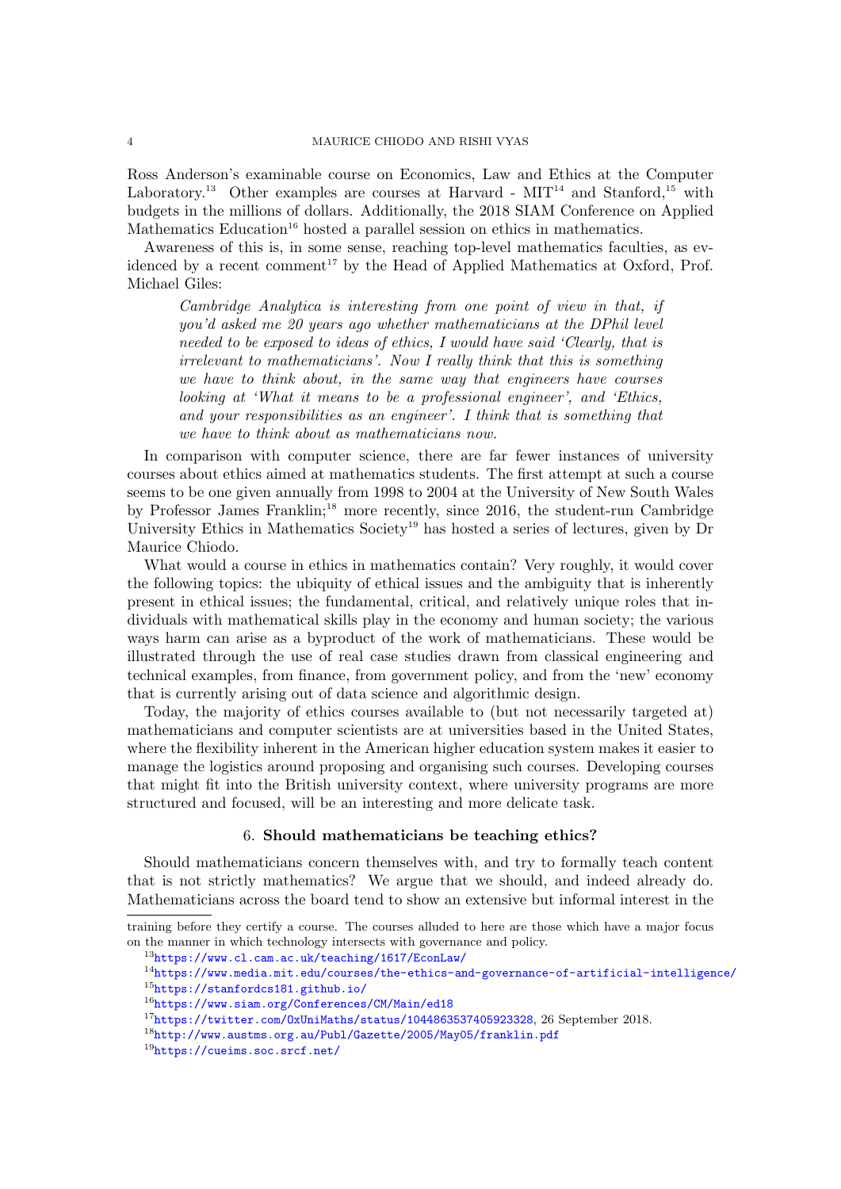Ross Anderson's examinable course on Economics, Law and Ethics at the Computer Laboratory.[13] Other examples are courses at Harvard - MIT[14] and Stanford,[15] with budgets in the millions of dollars. Additionally, the 2018 SIAM Conference on Applied Mathematics Education[16] hosted a parallel session on ethics in mathematics.

Awareness of this is, in some sense, reaching top-level mathematics faculties, as evidenced by a recent comment[17] by the Head of Applied Mathematics at Oxford, Prof. Michael Giles:

> *Cambridge Analytica is interesting from one point of view in that, if you'd asked me 20 years ago whether mathematicians at the DPhil level needed to be exposed to ideas of ethics, I would have said 'Clearly, that is irrelevant to mathematicians'. Now I really think that this is something we have to think about, in the same way that engineers have courses looking at 'What it means to be a professional engineer', and 'Ethics, and your responsibilities as an engineer'. I think that is something that we have to think about as mathematicians now.*

In comparison with computer science, there are far fewer instances of university courses about ethics aimed at mathematics students. The first attempt at such a course seems to be one given annually from 1998 to 2004 at the University of New South Wales by Professor James Franklin;[18] more recently, since 2016, the student-run Cambridge University Ethics in Mathematics Society[19] has hosted a series of lectures, given by Dr Maurice Chiodo.

What would a course in ethics in mathematics contain? Very roughly, it would cover the following topics: the ubiquity of ethical issues and the ambiguity that is inherently present in ethical issues; the fundamental, critical, and relatively unique roles that individuals with mathematical skills play in the economy and human society; the various ways harm can arise as a byproduct of the work of mathematicians. These would be illustrated through the use of real case studies drawn from classical engineering and technical examples, from finance, from government policy, and from the 'new' economy that is currently arising out of data science and algorithmic design.

Today, the majority of ethics courses available to (but not necessarily targeted at) mathematicians and computer scientists are at universities based in the United States, where the flexibility inherent in the American higher education system makes it easier to manage the logistics around proposing and organising such courses. Developing courses that might fit into the British university context, where university programs are more structured and focused, will be an interesting and more delicate task.

## 6. Should mathematicians be teaching ethics?

Should mathematicians concern themselves with, and try to formally teach content that is not strictly mathematics? We argue that we should, and indeed already do. Mathematicians across the board tend to show an extensive but informal interest in the

---

training before they certify a course. The courses alluded to here are those which have a major focus on the manner in which technology intersects with governance and policy.

[13] https://www.cl.cam.ac.uk/teaching/1617/EconLaw/

[14] https://www.media.mit.edu/courses/the-ethics-and-governance-of-artificial-intelligence/

[15] https://stanfordcs181.github.io/

[16] https://www.siam.org/Conferences/CM/Main/ed18

[17] https://twitter.com/OxUniMaths/status/1044863537405923328, 26 September 2018.

[18] http://www.austms.org.au/Publ/Gazette/2005/May05/franklin.pdf

[19] https://cueims.soc.srcf.net/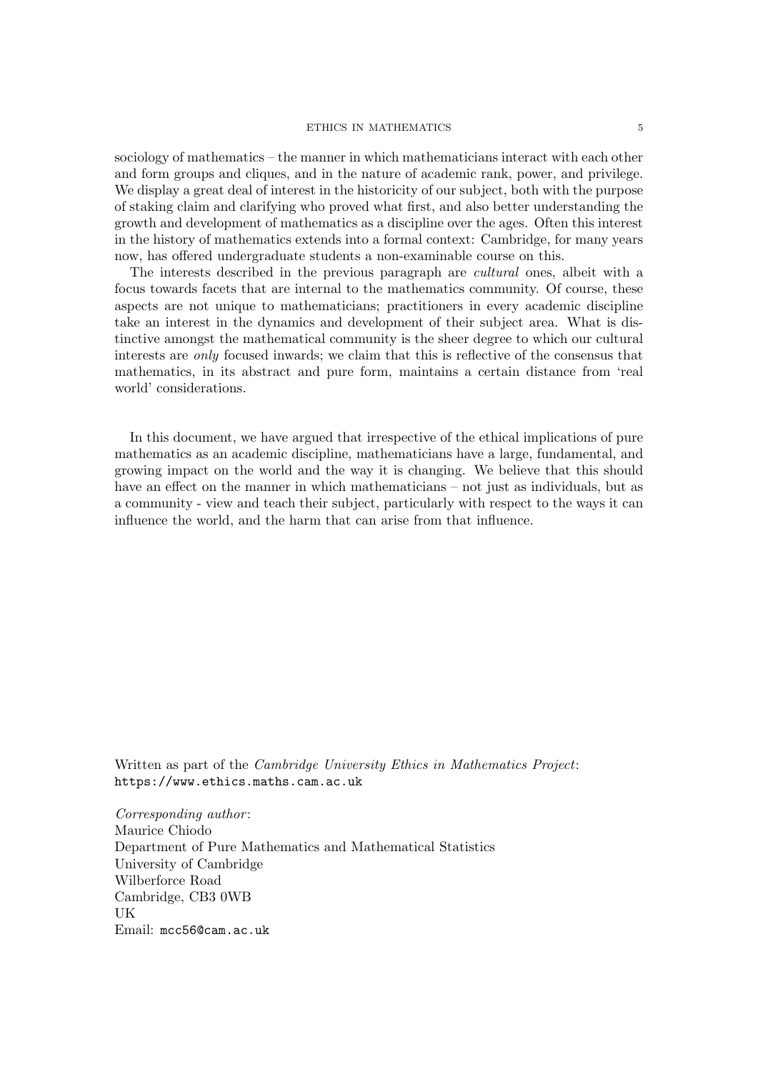sociology of mathematics – the manner in which mathematicians interact with each other and form groups and cliques, and in the nature of academic rank, power, and privilege. We display a great deal of interest in the historicity of our subject, both with the purpose of staking claim and clarifying who proved what first, and also better understanding the growth and development of mathematics as a discipline over the ages. Often this interest in the history of mathematics extends into a formal context: Cambridge, for many years now, has offered undergraduate students a non-examinable course on this.

The interests described in the previous paragraph are *cultural* ones, albeit with a focus towards facets that are internal to the mathematics community. Of course, these aspects are not unique to mathematicians; practitioners in every academic discipline take an interest in the dynamics and development of their subject area. What is distinctive amongst the mathematical community is the sheer degree to which our cultural interests are *only* focused inwards; we claim that this is reflective of the consensus that mathematics, in its abstract and pure form, maintains a certain distance from 'real world' considerations.

In this document, we have argued that irrespective of the ethical implications of pure mathematics as an academic discipline, mathematicians have a large, fundamental, and growing impact on the world and the way it is changing. We believe that this should have an effect on the manner in which mathematicians – not just as individuals, but as a community - view and teach their subject, particularly with respect to the ways it can influence the world, and the harm that can arise from that influence.

Written as part of the *Cambridge University Ethics in Mathematics Project*: https://www.ethics.maths.cam.ac.uk

*Corresponding author*:
Maurice Chiodo
Department of Pure Mathematics and Mathematical Statistics
University of Cambridge
Wilberforce Road
Cambridge, CB3 0WB
UK
Email: mcc56@cam.ac.uk